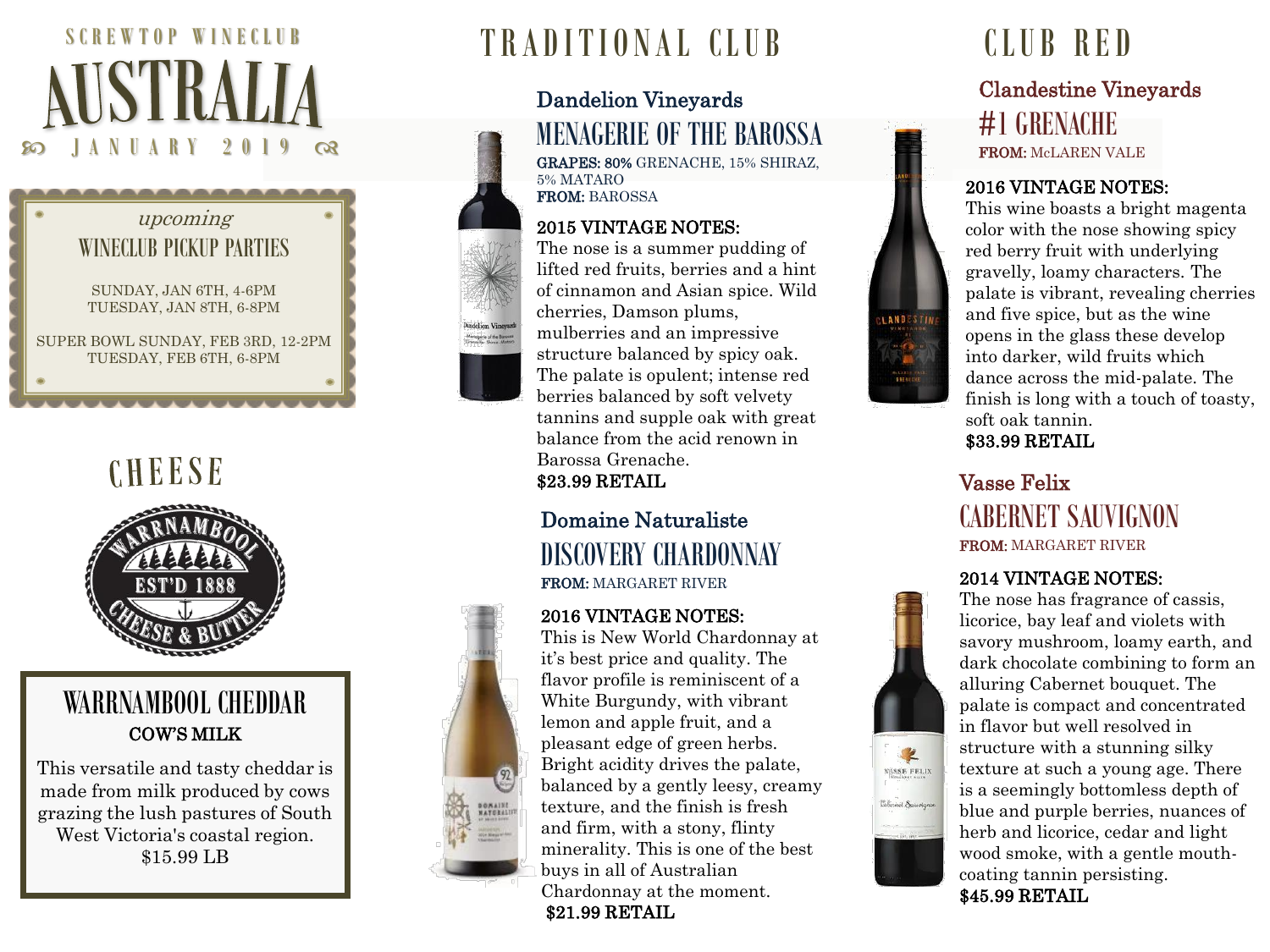SCREWTOP WINECLUB

# AUSTRALIA

JANUARY 2019

*upcoming*

WINECLUB PICKUP PARTIES

SUNDAY, JAN 6TH, 4-6PM
TUESDAY, JAN 8TH, 6-8PM

SUPER BOWL SUNDAY, FEB 3RD, 12-2PM
TUESDAY, FEB 6TH, 6-8PM

## CHEESE

### WARRNAMBOOL CHEDDAR

**COW'S MILK**

This versatile and tasty cheddar is made from milk produced by cows grazing the lush pastures of South West Victoria's coastal region.
$15.99 LB

## TRADITIONAL CLUB

### Dandelion Vineyards
### MENAGERIE OF THE BAROSSA

**GRAPES: 80%** GRENACHE, 15% SHIRAZ, 5% MATARO
**FROM:** BAROSSA

**2015 VINTAGE NOTES:**
The nose is a summer pudding of lifted red fruits, berries and a hint of cinnamon and Asian spice. Wild cherries, Damson plums, mulberries and an impressive structure balanced by spicy oak. The palate is opulent; intense red berries balanced by soft velvety tannins and supple oak with great balance from the acid renown in Barossa Grenache.
**$23.99 RETAIL**

### Domaine Naturaliste
### DISCOVERY CHARDONNAY

**FROM:** MARGARET RIVER

**2016 VINTAGE NOTES:**
This is New World Chardonnay at it's best price and quality. The flavor profile is reminiscent of a White Burgundy, with vibrant lemon and apple fruit, and a pleasant edge of green herbs. Bright acidity drives the palate, balanced by a gently leesy, creamy texture, and the finish is fresh and firm, with a stony, flinty minerality. This is one of the best buys in all of Australian Chardonnay at the moment.
**$21.99 RETAIL**

## CLUB RED

### Clandestine Vineyards
### #1 GRENACHE

**FROM:** McLAREN VALE

**2016 VINTAGE NOTES:**
This wine boasts a bright magenta color with the nose showing spicy red berry fruit with underlying gravelly, loamy characters. The palate is vibrant, revealing cherries and five spice, but as the wine opens in the glass these develop into darker, wild fruits which dance across the mid-palate. The finish is long with a touch of toasty, soft oak tannin.
**$33.99 RETAIL**

### Vasse Felix
### CABERNET SAUVIGNON

**FROM:** MARGARET RIVER

**2014 VINTAGE NOTES:**
The nose has fragrance of cassis, licorice, bay leaf and violets with savory mushroom, loamy earth, and dark chocolate combining to form an alluring Cabernet bouquet. The palate is compact and concentrated in flavor but well resolved in structure with a stunning silky texture at such a young age. There is a seemingly bottomless depth of blue and purple berries, nuances of herb and licorice, cedar and light wood smoke, with a gentle mouth-coating tannin persisting.
**$45.99 RETAIL**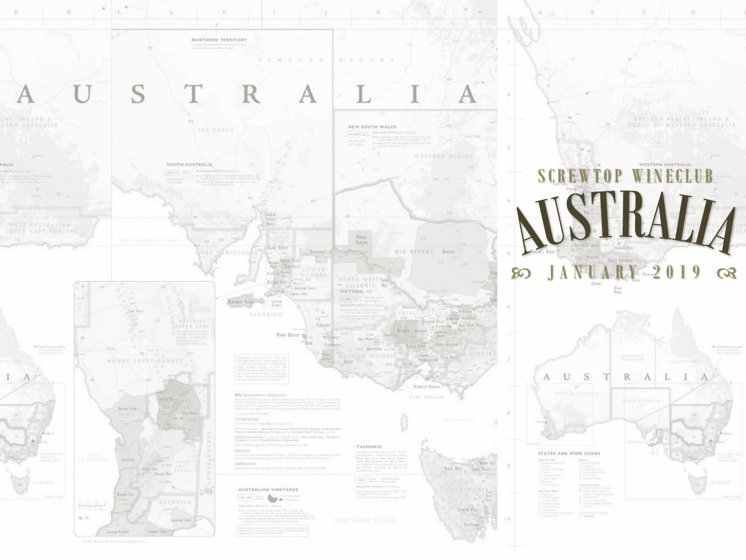SCREWTOP WINECLUB

# AUSTRALIA

JANUARY 2019